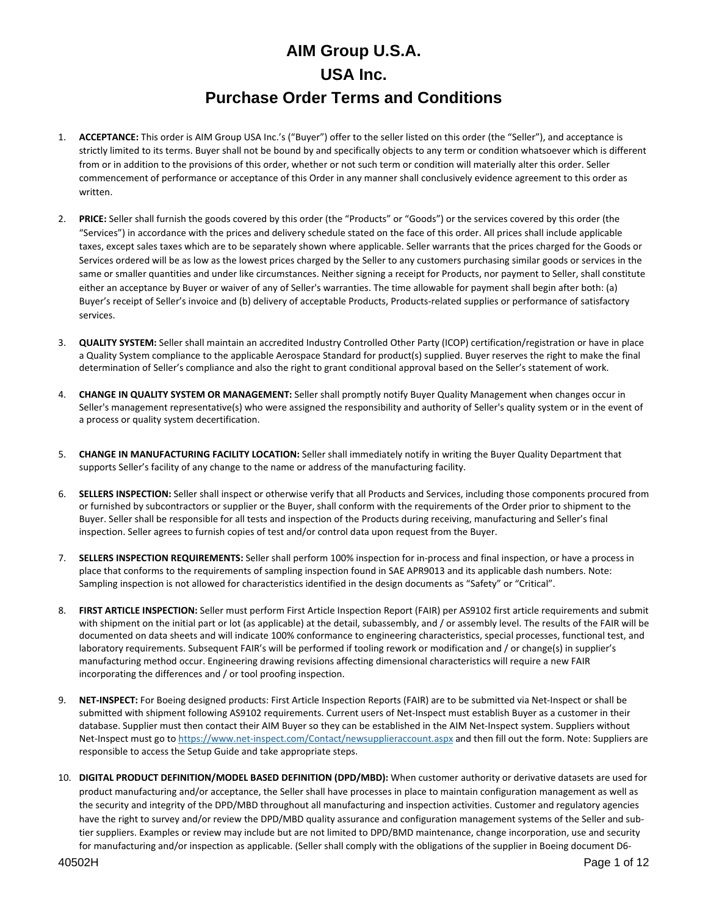# AIM Group U.S.A.
# USA Inc.
# Purchase Order Terms and Conditions

1. **ACCEPTANCE:** This order is AIM Group USA Inc.'s ("Buyer") offer to the seller listed on this order (the "Seller"), and acceptance is strictly limited to its terms. Buyer shall not be bound by and specifically objects to any term or condition whatsoever which is different from or in addition to the provisions of this order, whether or not such term or condition will materially alter this order. Seller commencement of performance or acceptance of this Order in any manner shall conclusively evidence agreement to this order as written.

2. **PRICE:** Seller shall furnish the goods covered by this order (the "Products" or "Goods") or the services covered by this order (the "Services") in accordance with the prices and delivery schedule stated on the face of this order. All prices shall include applicable taxes, except sales taxes which are to be separately shown where applicable. Seller warrants that the prices charged for the Goods or Services ordered will be as low as the lowest prices charged by the Seller to any customers purchasing similar goods or services in the same or smaller quantities and under like circumstances. Neither signing a receipt for Products, nor payment to Seller, shall constitute either an acceptance by Buyer or waiver of any of Seller's warranties. The time allowable for payment shall begin after both: (a) Buyer's receipt of Seller's invoice and (b) delivery of acceptable Products, Products-related supplies or performance of satisfactory services.

3. **QUALITY SYSTEM:** Seller shall maintain an accredited Industry Controlled Other Party (ICOP) certification/registration or have in place a Quality System compliance to the applicable Aerospace Standard for product(s) supplied. Buyer reserves the right to make the final determination of Seller's compliance and also the right to grant conditional approval based on the Seller's statement of work.

4. **CHANGE IN QUALITY SYSTEM OR MANAGEMENT:** Seller shall promptly notify Buyer Quality Management when changes occur in Seller's management representative(s) who were assigned the responsibility and authority of Seller's quality system or in the event of a process or quality system decertification.

5. **CHANGE IN MANUFACTURING FACILITY LOCATION:** Seller shall immediately notify in writing the Buyer Quality Department that supports Seller's facility of any change to the name or address of the manufacturing facility.

6. **SELLERS INSPECTION:** Seller shall inspect or otherwise verify that all Products and Services, including those components procured from or furnished by subcontractors or supplier or the Buyer, shall conform with the requirements of the Order prior to shipment to the Buyer. Seller shall be responsible for all tests and inspection of the Products during receiving, manufacturing and Seller's final inspection. Seller agrees to furnish copies of test and/or control data upon request from the Buyer.

7. **SELLERS INSPECTION REQUIREMENTS:** Seller shall perform 100% inspection for in-process and final inspection, or have a process in place that conforms to the requirements of sampling inspection found in SAE APR9013 and its applicable dash numbers. Note: Sampling inspection is not allowed for characteristics identified in the design documents as "Safety" or "Critical".

8. **FIRST ARTICLE INSPECTION:** Seller must perform First Article Inspection Report (FAIR) per AS9102 first article requirements and submit with shipment on the initial part or lot (as applicable) at the detail, subassembly, and / or assembly level. The results of the FAIR will be documented on data sheets and will indicate 100% conformance to engineering characteristics, special processes, functional test, and laboratory requirements. Subsequent FAIR's will be performed if tooling rework or modification and / or change(s) in supplier's manufacturing method occur. Engineering drawing revisions affecting dimensional characteristics will require a new FAIR incorporating the differences and / or tool proofing inspection.

9. **NET-INSPECT:** For Boeing designed products: First Article Inspection Reports (FAIR) are to be submitted via Net-Inspect or shall be submitted with shipment following AS9102 requirements. Current users of Net-Inspect must establish Buyer as a customer in their database. Supplier must then contact their AIM Buyer so they can be established in the AIM Net-Inspect system. Suppliers without Net-Inspect must go to https://www.net-inspect.com/Contact/newsupplieraccount.aspx and then fill out the form. Note: Suppliers are responsible to access the Setup Guide and take appropriate steps.

10. **DIGITAL PRODUCT DEFINITION/MODEL BASED DEFINITION (DPD/MBD):** When customer authority or derivative datasets are used for product manufacturing and/or acceptance, the Seller shall have processes in place to maintain configuration management as well as the security and integrity of the DPD/MBD throughout all manufacturing and inspection activities. Customer and regulatory agencies have the right to survey and/or review the DPD/MBD quality assurance and configuration management systems of the Seller and sub-tier suppliers. Examples or review may include but are not limited to DPD/BMD maintenance, change incorporation, use and security for manufacturing and/or inspection as applicable. (Seller shall comply with the obligations of the supplier in Boeing document D6-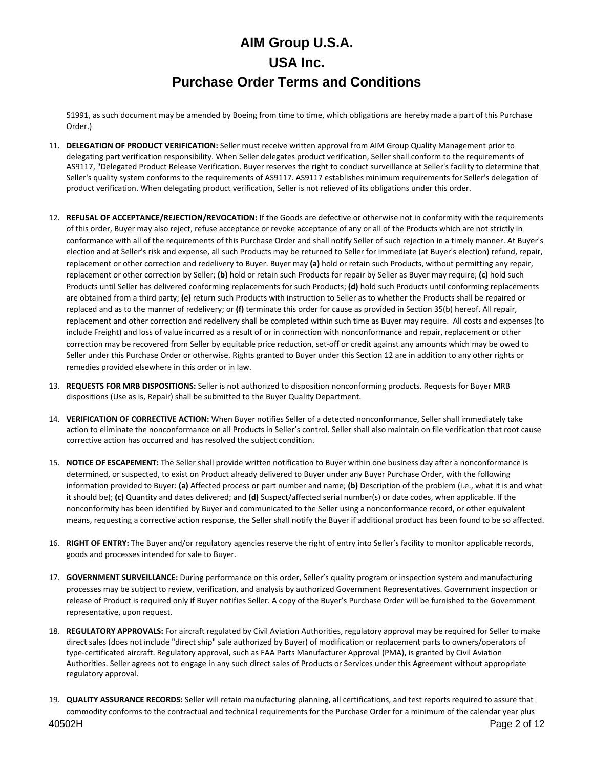51991, as such document may be amended by Boeing from time to time, which obligations are hereby made a part of this Purchase Order.)

11. **DELEGATION OF PRODUCT VERIFICATION:** Seller must receive written approval from AIM Group Quality Management prior to delegating part verification responsibility. When Seller delegates product verification, Seller shall conform to the requirements of AS9117, "Delegated Product Release Verification. Buyer reserves the right to conduct surveillance at Seller's facility to determine that Seller's quality system conforms to the requirements of AS9117. AS9117 establishes minimum requirements for Seller's delegation of product verification. When delegating product verification, Seller is not relieved of its obligations under this order.

12. **REFUSAL OF ACCEPTANCE/REJECTION/REVOCATION:** If the Goods are defective or otherwise not in conformity with the requirements of this order, Buyer may also reject, refuse acceptance or revoke acceptance of any or all of the Products which are not strictly in conformance with all of the requirements of this Purchase Order and shall notify Seller of such rejection in a timely manner. At Buyer's election and at Seller's risk and expense, all such Products may be returned to Seller for immediate (at Buyer's election) refund, repair, replacement or other correction and redelivery to Buyer. Buyer may **(a)** hold or retain such Products, without permitting any repair, replacement or other correction by Seller; **(b)** hold or retain such Products for repair by Seller as Buyer may require; **(c)** hold such Products until Seller has delivered conforming replacements for such Products; **(d)** hold such Products until conforming replacements are obtained from a third party; **(e)** return such Products with instruction to Seller as to whether the Products shall be repaired or replaced and as to the manner of redelivery; or **(f)** terminate this order for cause as provided in Section 35(b) hereof. All repair, replacement and other correction and redelivery shall be completed within such time as Buyer may require. All costs and expenses (to include Freight) and loss of value incurred as a result of or in connection with nonconformance and repair, replacement or other correction may be recovered from Seller by equitable price reduction, set-off or credit against any amounts which may be owed to Seller under this Purchase Order or otherwise. Rights granted to Buyer under this Section 12 are in addition to any other rights or remedies provided elsewhere in this order or in law.

13. **REQUESTS FOR MRB DISPOSITIONS:** Seller is not authorized to disposition nonconforming products. Requests for Buyer MRB dispositions (Use as is, Repair) shall be submitted to the Buyer Quality Department.

14. **VERIFICATION OF CORRECTIVE ACTION:** When Buyer notifies Seller of a detected nonconformance, Seller shall immediately take action to eliminate the nonconformance on all Products in Seller's control. Seller shall also maintain on file verification that root cause corrective action has occurred and has resolved the subject condition.

15. **NOTICE OF ESCAPEMENT:** The Seller shall provide written notification to Buyer within one business day after a nonconformance is determined, or suspected, to exist on Product already delivered to Buyer under any Buyer Purchase Order, with the following information provided to Buyer: **(a)** Affected process or part number and name; **(b)** Description of the problem (i.e., what it is and what it should be); **(c)** Quantity and dates delivered; and **(d)** Suspect/affected serial number(s) or date codes, when applicable. If the nonconformity has been identified by Buyer and communicated to the Seller using a nonconformance record, or other equivalent means, requesting a corrective action response, the Seller shall notify the Buyer if additional product has been found to be so affected.

16. **RIGHT OF ENTRY:** The Buyer and/or regulatory agencies reserve the right of entry into Seller's facility to monitor applicable records, goods and processes intended for sale to Buyer.

17. **GOVERNMENT SURVEILLANCE:** During performance on this order, Seller's quality program or inspection system and manufacturing processes may be subject to review, verification, and analysis by authorized Government Representatives. Government inspection or release of Product is required only if Buyer notifies Seller. A copy of the Buyer's Purchase Order will be furnished to the Government representative, upon request.

18. **REGULATORY APPROVALS:** For aircraft regulated by Civil Aviation Authorities, regulatory approval may be required for Seller to make direct sales (does not include "direct ship" sale authorized by Buyer) of modification or replacement parts to owners/operators of type-certificated aircraft. Regulatory approval, such as FAA Parts Manufacturer Approval (PMA), is granted by Civil Aviation Authorities. Seller agrees not to engage in any such direct sales of Products or Services under this Agreement without appropriate regulatory approval.

19. **QUALITY ASSURANCE RECORDS:** Seller will retain manufacturing planning, all certifications, and test reports required to assure that commodity conforms to the contractual and technical requirements for the Purchase Order for a minimum of the calendar year plus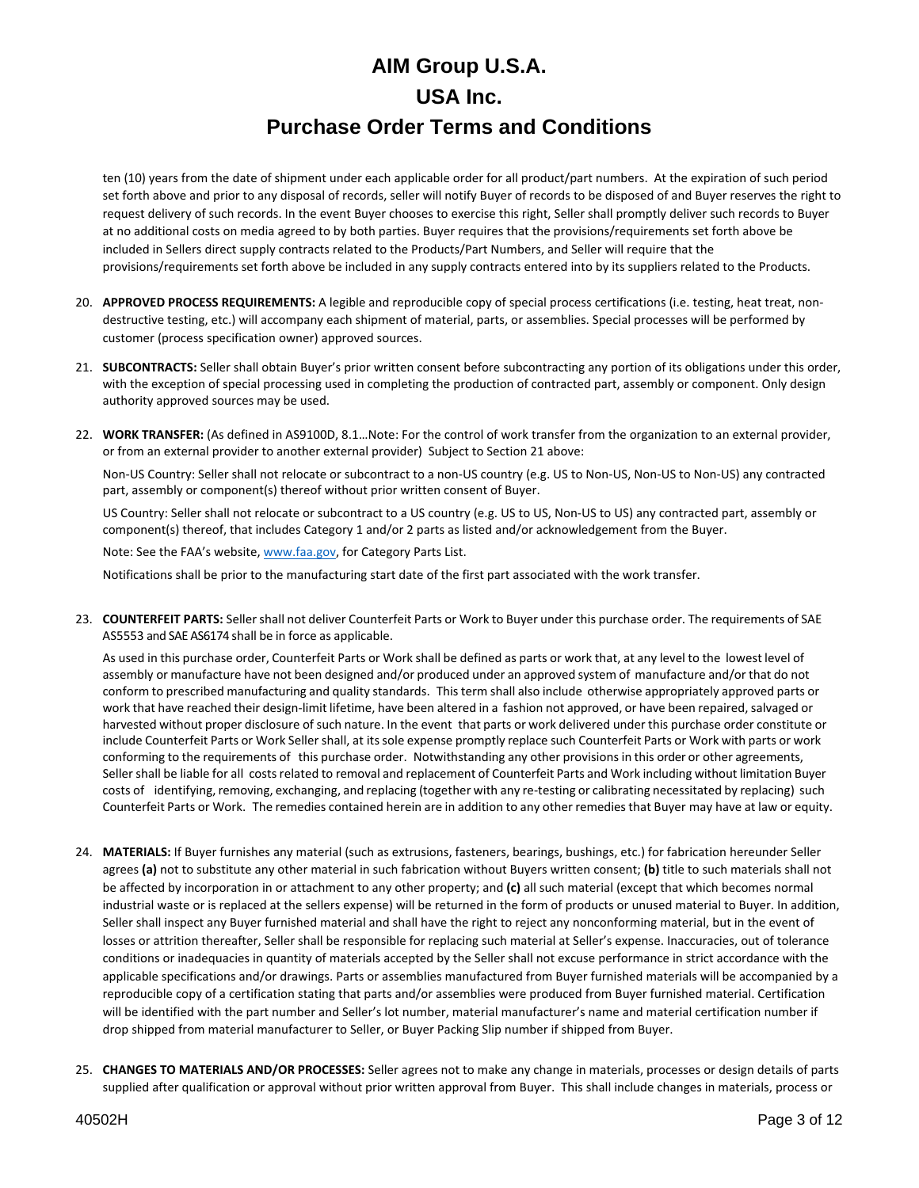ten (10) years from the date of shipment under each applicable order for all product/part numbers. At the expiration of such period set forth above and prior to any disposal of records, seller will notify Buyer of records to be disposed of and Buyer reserves the right to request delivery of such records. In the event Buyer chooses to exercise this right, Seller shall promptly deliver such records to Buyer at no additional costs on media agreed to by both parties. Buyer requires that the provisions/requirements set forth above be included in Sellers direct supply contracts related to the Products/Part Numbers, and Seller will require that the provisions/requirements set forth above be included in any supply contracts entered into by its suppliers related to the Products.

20. **APPROVED PROCESS REQUIREMENTS:** A legible and reproducible copy of special process certifications (i.e. testing, heat treat, non-destructive testing, etc.) will accompany each shipment of material, parts, or assemblies. Special processes will be performed by customer (process specification owner) approved sources.

21. **SUBCONTRACTS:** Seller shall obtain Buyer's prior written consent before subcontracting any portion of its obligations under this order, with the exception of special processing used in completing the production of contracted part, assembly or component. Only design authority approved sources may be used.

22. **WORK TRANSFER:** (As defined in AS9100D, 8.1…Note: For the control of work transfer from the organization to an external provider, or from an external provider to another external provider) Subject to Section 21 above:

    Non-US Country: Seller shall not relocate or subcontract to a non-US country (e.g. US to Non-US, Non-US to Non-US) any contracted part, assembly or component(s) thereof without prior written consent of Buyer.

    US Country: Seller shall not relocate or subcontract to a US country (e.g. US to US, Non-US to US) any contracted part, assembly or component(s) thereof, that includes Category 1 and/or 2 parts as listed and/or acknowledgement from the Buyer.

    Note: See the FAA's website, www.faa.gov, for Category Parts List.

    Notifications shall be prior to the manufacturing start date of the first part associated with the work transfer.

23. **COUNTERFEIT PARTS:** Seller shall not deliver Counterfeit Parts or Work to Buyer under this purchase order. The requirements of SAE AS5553 and SAE AS6174 shall be in force as applicable.

    As used in this purchase order, Counterfeit Parts or Work shall be defined as parts or work that, at any level to the lowest level of assembly or manufacture have not been designed and/or produced under an approved system of manufacture and/or that do not conform to prescribed manufacturing and quality standards. This term shall also include otherwise appropriately approved parts or work that have reached their design-limit lifetime, have been altered in a fashion not approved, or have been repaired, salvaged or harvested without proper disclosure of such nature. In the event that parts or work delivered under this purchase order constitute or include Counterfeit Parts or Work Seller shall, at its sole expense promptly replace such Counterfeit Parts or Work with parts or work conforming to the requirements of this purchase order. Notwithstanding any other provisions in this order or other agreements, Seller shall be liable for all costs related to removal and replacement of Counterfeit Parts and Work including without limitation Buyer costs of identifying, removing, exchanging, and replacing (together with any re-testing or calibrating necessitated by replacing) such Counterfeit Parts or Work. The remedies contained herein are in addition to any other remedies that Buyer may have at law or equity.

24. **MATERIALS:** If Buyer furnishes any material (such as extrusions, fasteners, bearings, bushings, etc.) for fabrication hereunder Seller agrees **(a)** not to substitute any other material in such fabrication without Buyers written consent; **(b)** title to such materials shall not be affected by incorporation in or attachment to any other property; and **(c)** all such material (except that which becomes normal industrial waste or is replaced at the sellers expense) will be returned in the form of products or unused material to Buyer. In addition, Seller shall inspect any Buyer furnished material and shall have the right to reject any nonconforming material, but in the event of losses or attrition thereafter, Seller shall be responsible for replacing such material at Seller's expense. Inaccuracies, out of tolerance conditions or inadequacies in quantity of materials accepted by the Seller shall not excuse performance in strict accordance with the applicable specifications and/or drawings. Parts or assemblies manufactured from Buyer furnished materials will be accompanied by a reproducible copy of a certification stating that parts and/or assemblies were produced from Buyer furnished material. Certification will be identified with the part number and Seller's lot number, material manufacturer's name and material certification number if drop shipped from material manufacturer to Seller, or Buyer Packing Slip number if shipped from Buyer.

25. **CHANGES TO MATERIALS AND/OR PROCESSES:** Seller agrees not to make any change in materials, processes or design details of parts supplied after qualification or approval without prior written approval from Buyer. This shall include changes in materials, process or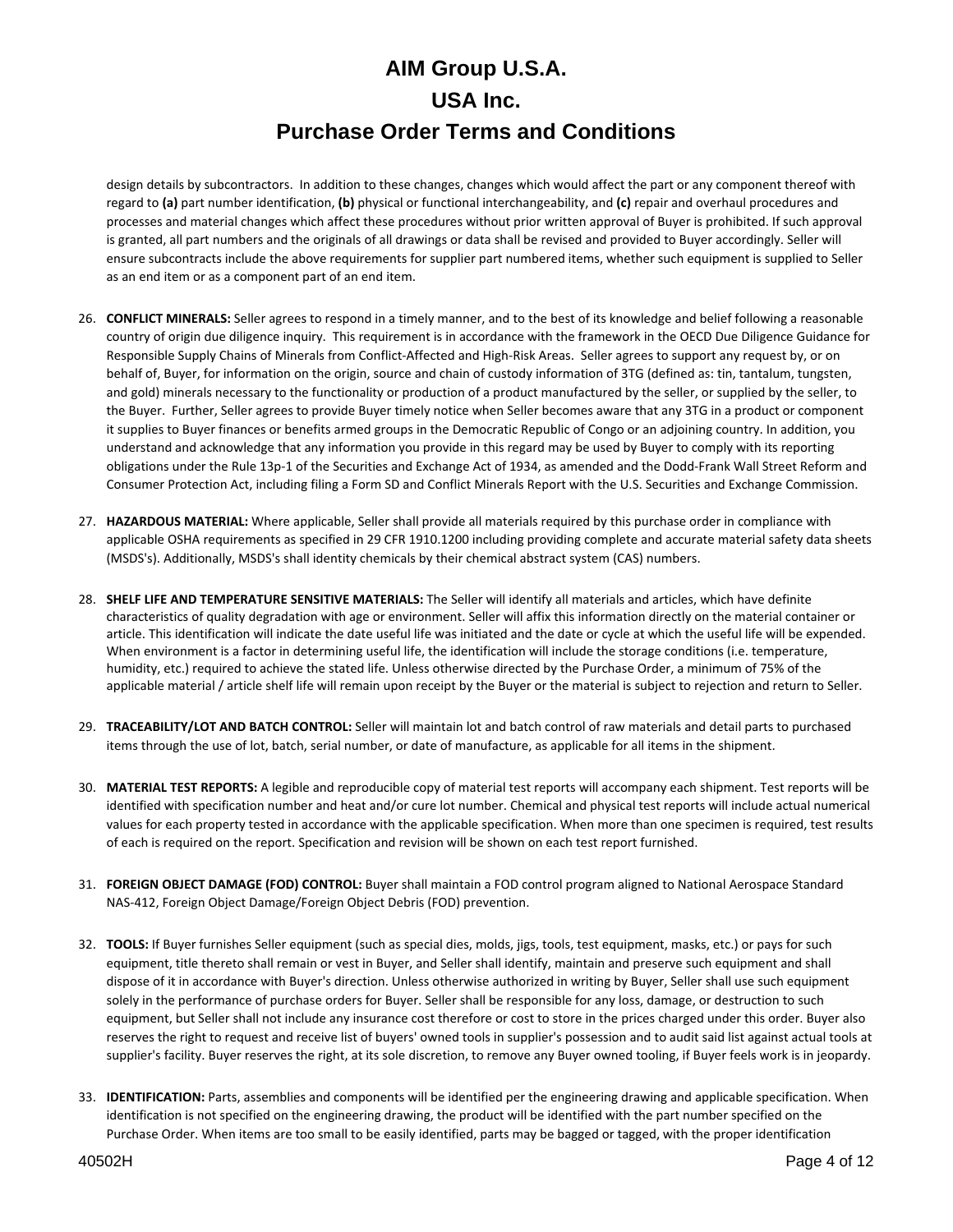design details by subcontractors. In addition to these changes, changes which would affect the part or any component thereof with regard to **(a)** part number identification, **(b)** physical or functional interchangeability, and **(c)** repair and overhaul procedures and processes and material changes which affect these procedures without prior written approval of Buyer is prohibited. If such approval is granted, all part numbers and the originals of all drawings or data shall be revised and provided to Buyer accordingly. Seller will ensure subcontracts include the above requirements for supplier part numbered items, whether such equipment is supplied to Seller as an end item or as a component part of an end item.

26. **CONFLICT MINERALS:** Seller agrees to respond in a timely manner, and to the best of its knowledge and belief following a reasonable country of origin due diligence inquiry. This requirement is in accordance with the framework in the OECD Due Diligence Guidance for Responsible Supply Chains of Minerals from Conflict-Affected and High-Risk Areas. Seller agrees to support any request by, or on behalf of, Buyer, for information on the origin, source and chain of custody information of 3TG (defined as: tin, tantalum, tungsten, and gold) minerals necessary to the functionality or production of a product manufactured by the seller, or supplied by the seller, to the Buyer. Further, Seller agrees to provide Buyer timely notice when Seller becomes aware that any 3TG in a product or component it supplies to Buyer finances or benefits armed groups in the Democratic Republic of Congo or an adjoining country. In addition, you understand and acknowledge that any information you provide in this regard may be used by Buyer to comply with its reporting obligations under the Rule 13p-1 of the Securities and Exchange Act of 1934, as amended and the Dodd-Frank Wall Street Reform and Consumer Protection Act, including filing a Form SD and Conflict Minerals Report with the U.S. Securities and Exchange Commission.

27. **HAZARDOUS MATERIAL:** Where applicable, Seller shall provide all materials required by this purchase order in compliance with applicable OSHA requirements as specified in 29 CFR 1910.1200 including providing complete and accurate material safety data sheets (MSDS's). Additionally, MSDS's shall identity chemicals by their chemical abstract system (CAS) numbers.

28. **SHELF LIFE AND TEMPERATURE SENSITIVE MATERIALS:** The Seller will identify all materials and articles, which have definite characteristics of quality degradation with age or environment. Seller will affix this information directly on the material container or article. This identification will indicate the date useful life was initiated and the date or cycle at which the useful life will be expended. When environment is a factor in determining useful life, the identification will include the storage conditions (i.e. temperature, humidity, etc.) required to achieve the stated life. Unless otherwise directed by the Purchase Order, a minimum of 75% of the applicable material / article shelf life will remain upon receipt by the Buyer or the material is subject to rejection and return to Seller.

29. **TRACEABILITY/LOT AND BATCH CONTROL:** Seller will maintain lot and batch control of raw materials and detail parts to purchased items through the use of lot, batch, serial number, or date of manufacture, as applicable for all items in the shipment.

30. **MATERIAL TEST REPORTS:** A legible and reproducible copy of material test reports will accompany each shipment. Test reports will be identified with specification number and heat and/or cure lot number. Chemical and physical test reports will include actual numerical values for each property tested in accordance with the applicable specification. When more than one specimen is required, test results of each is required on the report. Specification and revision will be shown on each test report furnished.

31. **FOREIGN OBJECT DAMAGE (FOD) CONTROL:** Buyer shall maintain a FOD control program aligned to National Aerospace Standard NAS-412, Foreign Object Damage/Foreign Object Debris (FOD) prevention.

32. **TOOLS:** If Buyer furnishes Seller equipment (such as special dies, molds, jigs, tools, test equipment, masks, etc.) or pays for such equipment, title thereto shall remain or vest in Buyer, and Seller shall identify, maintain and preserve such equipment and shall dispose of it in accordance with Buyer's direction. Unless otherwise authorized in writing by Buyer, Seller shall use such equipment solely in the performance of purchase orders for Buyer. Seller shall be responsible for any loss, damage, or destruction to such equipment, but Seller shall not include any insurance cost therefore or cost to store in the prices charged under this order. Buyer also reserves the right to request and receive list of buyers' owned tools in supplier's possession and to audit said list against actual tools at supplier's facility. Buyer reserves the right, at its sole discretion, to remove any Buyer owned tooling, if Buyer feels work is in jeopardy.

33. **IDENTIFICATION:** Parts, assemblies and components will be identified per the engineering drawing and applicable specification. When identification is not specified on the engineering drawing, the product will be identified with the part number specified on the Purchase Order. When items are too small to be easily identified, parts may be bagged or tagged, with the proper identification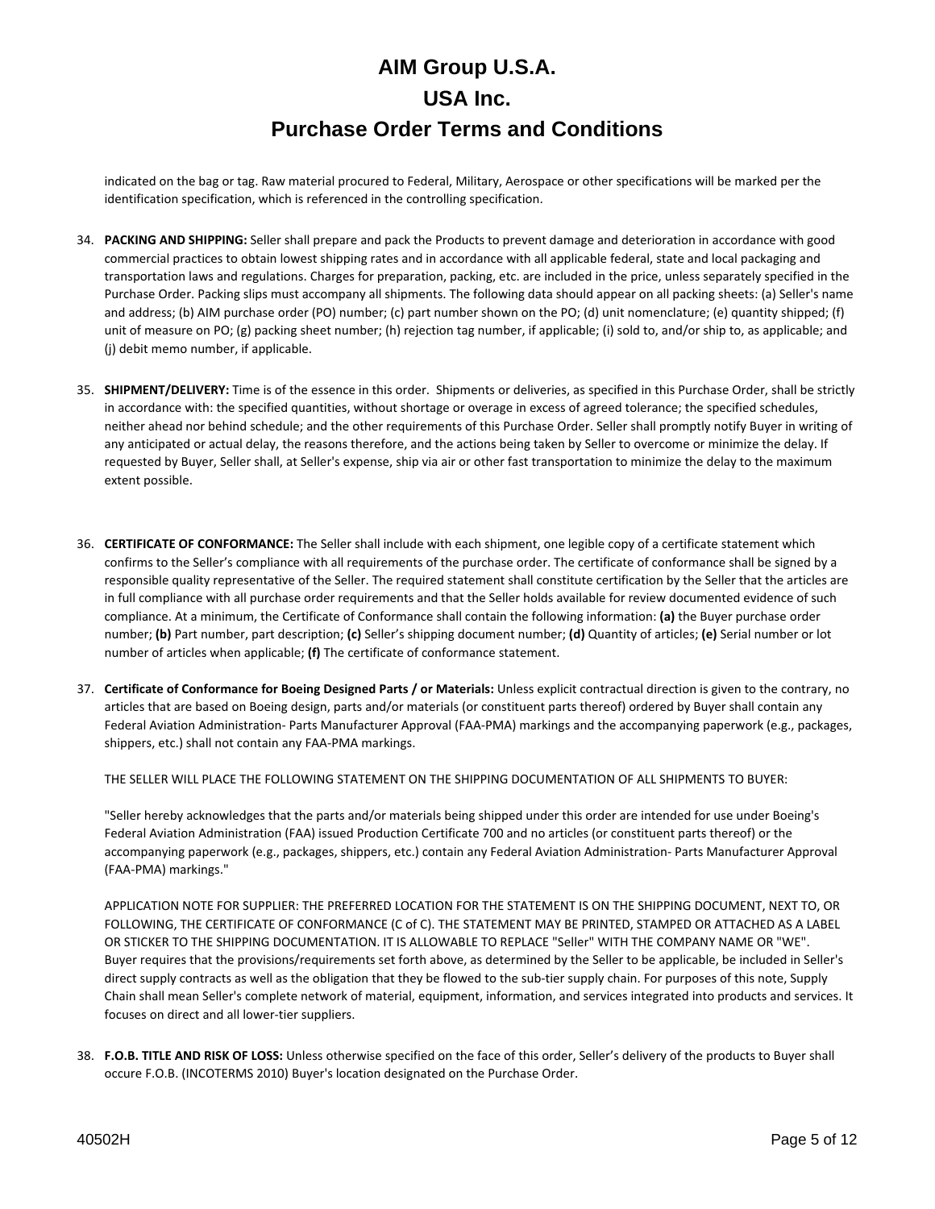indicated on the bag or tag. Raw material procured to Federal, Military, Aerospace or other specifications will be marked per the identification specification, which is referenced in the controlling specification.

34. **PACKING AND SHIPPING:** Seller shall prepare and pack the Products to prevent damage and deterioration in accordance with good commercial practices to obtain lowest shipping rates and in accordance with all applicable federal, state and local packaging and transportation laws and regulations. Charges for preparation, packing, etc. are included in the price, unless separately specified in the Purchase Order. Packing slips must accompany all shipments. The following data should appear on all packing sheets: (a) Seller's name and address; (b) AIM purchase order (PO) number; (c) part number shown on the PO; (d) unit nomenclature; (e) quantity shipped; (f) unit of measure on PO; (g) packing sheet number; (h) rejection tag number, if applicable; (i) sold to, and/or ship to, as applicable; and (j) debit memo number, if applicable.

35. **SHIPMENT/DELIVERY:** Time is of the essence in this order. Shipments or deliveries, as specified in this Purchase Order, shall be strictly in accordance with: the specified quantities, without shortage or overage in excess of agreed tolerance; the specified schedules, neither ahead nor behind schedule; and the other requirements of this Purchase Order. Seller shall promptly notify Buyer in writing of any anticipated or actual delay, the reasons therefore, and the actions being taken by Seller to overcome or minimize the delay. If requested by Buyer, Seller shall, at Seller's expense, ship via air or other fast transportation to minimize the delay to the maximum extent possible.

36. **CERTIFICATE OF CONFORMANCE:** The Seller shall include with each shipment, one legible copy of a certificate statement which confirms to the Seller's compliance with all requirements of the purchase order. The certificate of conformance shall be signed by a responsible quality representative of the Seller. The required statement shall constitute certification by the Seller that the articles are in full compliance with all purchase order requirements and that the Seller holds available for review documented evidence of such compliance. At a minimum, the Certificate of Conformance shall contain the following information: **(a)** the Buyer purchase order number; **(b)** Part number, part description; **(c)** Seller's shipping document number; **(d)** Quantity of articles; **(e)** Serial number or lot number of articles when applicable; **(f)** The certificate of conformance statement.

37. **Certificate of Conformance for Boeing Designed Parts / or Materials:** Unless explicit contractual direction is given to the contrary, no articles that are based on Boeing design, parts and/or materials (or constituent parts thereof) ordered by Buyer shall contain any Federal Aviation Administration- Parts Manufacturer Approval (FAA-PMA) markings and the accompanying paperwork (e.g., packages, shippers, etc.) shall not contain any FAA-PMA markings.

    THE SELLER WILL PLACE THE FOLLOWING STATEMENT ON THE SHIPPING DOCUMENTATION OF ALL SHIPMENTS TO BUYER:

    "Seller hereby acknowledges that the parts and/or materials being shipped under this order are intended for use under Boeing's Federal Aviation Administration (FAA) issued Production Certificate 700 and no articles (or constituent parts thereof) or the accompanying paperwork (e.g., packages, shippers, etc.) contain any Federal Aviation Administration- Parts Manufacturer Approval (FAA-PMA) markings."

    APPLICATION NOTE FOR SUPPLIER: THE PREFERRED LOCATION FOR THE STATEMENT IS ON THE SHIPPING DOCUMENT, NEXT TO, OR FOLLOWING, THE CERTIFICATE OF CONFORMANCE (C of C). THE STATEMENT MAY BE PRINTED, STAMPED OR ATTACHED AS A LABEL OR STICKER TO THE SHIPPING DOCUMENTATION. IT IS ALLOWABLE TO REPLACE "Seller" WITH THE COMPANY NAME OR "WE". Buyer requires that the provisions/requirements set forth above, as determined by the Seller to be applicable, be included in Seller's direct supply contracts as well as the obligation that they be flowed to the sub-tier supply chain. For purposes of this note, Supply Chain shall mean Seller's complete network of material, equipment, information, and services integrated into products and services. It focuses on direct and all lower-tier suppliers.

38. **F.O.B. TITLE AND RISK OF LOSS:** Unless otherwise specified on the face of this order, Seller's delivery of the products to Buyer shall occure F.O.B. (INCOTERMS 2010) Buyer's location designated on the Purchase Order.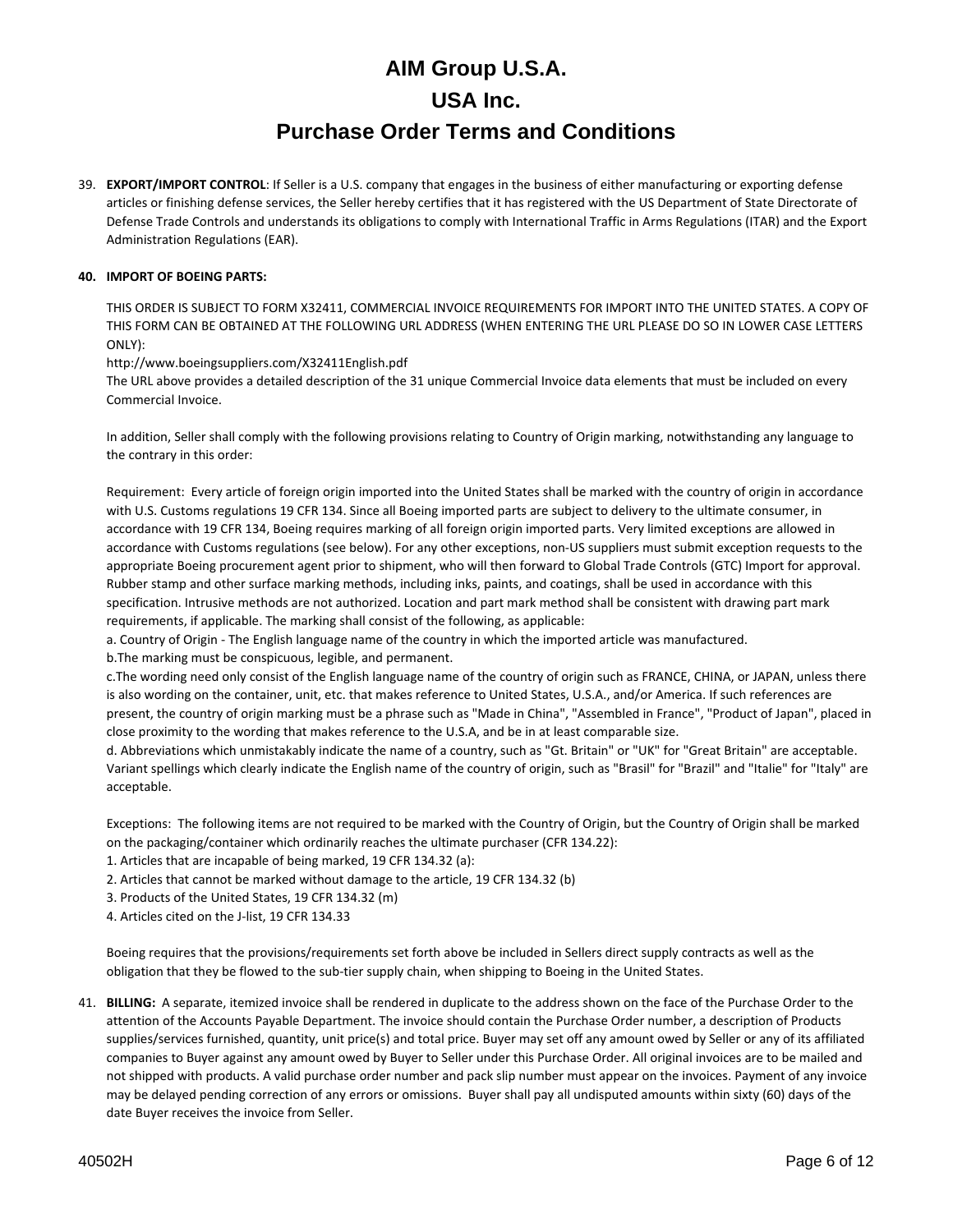# AIM Group U.S.A.
# USA Inc.
# Purchase Order Terms and Conditions

39. **EXPORT/IMPORT CONTROL**: If Seller is a U.S. company that engages in the business of either manufacturing or exporting defense articles or finishing defense services, the Seller hereby certifies that it has registered with the US Department of State Directorate of Defense Trade Controls and understands its obligations to comply with International Traffic in Arms Regulations (ITAR) and the Export Administration Regulations (EAR).

40. **IMPORT OF BOEING PARTS:**

    THIS ORDER IS SUBJECT TO FORM X32411, COMMERCIAL INVOICE REQUIREMENTS FOR IMPORT INTO THE UNITED STATES. A COPY OF THIS FORM CAN BE OBTAINED AT THE FOLLOWING URL ADDRESS (WHEN ENTERING THE URL PLEASE DO SO IN LOWER CASE LETTERS ONLY):
    http://www.boeingsuppliers.com/X32411English.pdf
    The URL above provides a detailed description of the 31 unique Commercial Invoice data elements that must be included on every Commercial Invoice.

    In addition, Seller shall comply with the following provisions relating to Country of Origin marking, notwithstanding any language to the contrary in this order:

    Requirement: Every article of foreign origin imported into the United States shall be marked with the country of origin in accordance with U.S. Customs regulations 19 CFR 134. Since all Boeing imported parts are subject to delivery to the ultimate consumer, in accordance with 19 CFR 134, Boeing requires marking of all foreign origin imported parts. Very limited exceptions are allowed in accordance with Customs regulations (see below). For any other exceptions, non-US suppliers must submit exception requests to the appropriate Boeing procurement agent prior to shipment, who will then forward to Global Trade Controls (GTC) Import for approval. Rubber stamp and other surface marking methods, including inks, paints, and coatings, shall be used in accordance with this specification. Intrusive methods are not authorized. Location and part mark method shall be consistent with drawing part mark requirements, if applicable. The marking shall consist of the following, as applicable:
    a. Country of Origin - The English language name of the country in which the imported article was manufactured.
    b.The marking must be conspicuous, legible, and permanent.
    c.The wording need only consist of the English language name of the country of origin such as FRANCE, CHINA, or JAPAN, unless there is also wording on the container, unit, etc. that makes reference to United States, U.S.A., and/or America. If such references are present, the country of origin marking must be a phrase such as "Made in China", "Assembled in France", "Product of Japan", placed in close proximity to the wording that makes reference to the U.S.A, and be in at least comparable size.
    d. Abbreviations which unmistakably indicate the name of a country, such as "Gt. Britain" or "UK" for "Great Britain" are acceptable. Variant spellings which clearly indicate the English name of the country of origin, such as "Brasil" for "Brazil" and "Italie" for "Italy" are acceptable.

    Exceptions: The following items are not required to be marked with the Country of Origin, but the Country of Origin shall be marked on the packaging/container which ordinarily reaches the ultimate purchaser (CFR 134.22):
    1. Articles that are incapable of being marked, 19 CFR 134.32 (a):
    2. Articles that cannot be marked without damage to the article, 19 CFR 134.32 (b)
    3. Products of the United States, 19 CFR 134.32 (m)
    4. Articles cited on the J-list, 19 CFR 134.33

    Boeing requires that the provisions/requirements set forth above be included in Sellers direct supply contracts as well as the obligation that they be flowed to the sub-tier supply chain, when shipping to Boeing in the United States.

41. **BILLING:** A separate, itemized invoice shall be rendered in duplicate to the address shown on the face of the Purchase Order to the attention of the Accounts Payable Department. The invoice should contain the Purchase Order number, a description of Products supplies/services furnished, quantity, unit price(s) and total price. Buyer may set off any amount owed by Seller or any of its affiliated companies to Buyer against any amount owed by Buyer to Seller under this Purchase Order. All original invoices are to be mailed and not shipped with products. A valid purchase order number and pack slip number must appear on the invoices. Payment of any invoice may be delayed pending correction of any errors or omissions. Buyer shall pay all undisputed amounts within sixty (60) days of the date Buyer receives the invoice from Seller.

40502H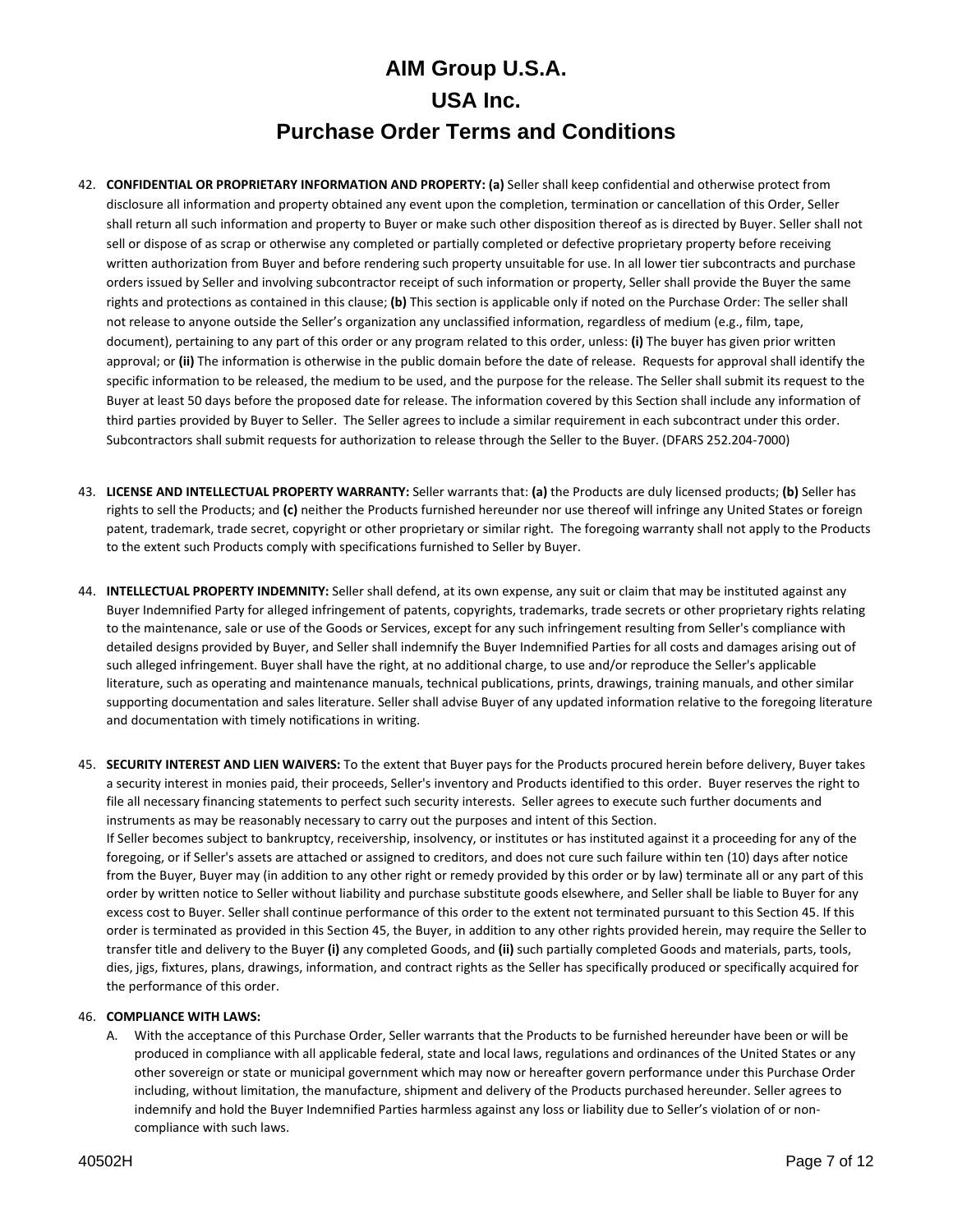# AIM Group U.S.A.

# USA Inc.

# Purchase Order Terms and Conditions

42. **CONFIDENTIAL OR PROPRIETARY INFORMATION AND PROPERTY: (a)** Seller shall keep confidential and otherwise protect from disclosure all information and property obtained any event upon the completion, termination or cancellation of this Order, Seller shall return all such information and property to Buyer or make such other disposition thereof as is directed by Buyer. Seller shall not sell or dispose of as scrap or otherwise any completed or partially completed or defective proprietary property before receiving written authorization from Buyer and before rendering such property unsuitable for use. In all lower tier subcontracts and purchase orders issued by Seller and involving subcontractor receipt of such information or property, Seller shall provide the Buyer the same rights and protections as contained in this clause; **(b)** This section is applicable only if noted on the Purchase Order: The seller shall not release to anyone outside the Seller's organization any unclassified information, regardless of medium (e.g., film, tape, document), pertaining to any part of this order or any program related to this order, unless: **(i)** The buyer has given prior written approval; or **(ii)** The information is otherwise in the public domain before the date of release. Requests for approval shall identify the specific information to be released, the medium to be used, and the purpose for the release. The Seller shall submit its request to the Buyer at least 50 days before the proposed date for release. The information covered by this Section shall include any information of third parties provided by Buyer to Seller. The Seller agrees to include a similar requirement in each subcontract under this order. Subcontractors shall submit requests for authorization to release through the Seller to the Buyer. (DFARS 252.204-7000)

43. **LICENSE AND INTELLECTUAL PROPERTY WARRANTY:** Seller warrants that: **(a)** the Products are duly licensed products; **(b)** Seller has rights to sell the Products; and **(c)** neither the Products furnished hereunder nor use thereof will infringe any United States or foreign patent, trademark, trade secret, copyright or other proprietary or similar right. The foregoing warranty shall not apply to the Products to the extent such Products comply with specifications furnished to Seller by Buyer.

44. **INTELLECTUAL PROPERTY INDEMNITY:** Seller shall defend, at its own expense, any suit or claim that may be instituted against any Buyer Indemnified Party for alleged infringement of patents, copyrights, trademarks, trade secrets or other proprietary rights relating to the maintenance, sale or use of the Goods or Services, except for any such infringement resulting from Seller's compliance with detailed designs provided by Buyer, and Seller shall indemnify the Buyer Indemnified Parties for all costs and damages arising out of such alleged infringement. Buyer shall have the right, at no additional charge, to use and/or reproduce the Seller's applicable literature, such as operating and maintenance manuals, technical publications, prints, drawings, training manuals, and other similar supporting documentation and sales literature. Seller shall advise Buyer of any updated information relative to the foregoing literature and documentation with timely notifications in writing.

45. **SECURITY INTEREST AND LIEN WAIVERS:** To the extent that Buyer pays for the Products procured herein before delivery, Buyer takes a security interest in monies paid, their proceeds, Seller's inventory and Products identified to this order. Buyer reserves the right to file all necessary financing statements to perfect such security interests. Seller agrees to execute such further documents and instruments as may be reasonably necessary to carry out the purposes and intent of this Section.
If Seller becomes subject to bankruptcy, receivership, insolvency, or institutes or has instituted against it a proceeding for any of the foregoing, or if Seller's assets are attached or assigned to creditors, and does not cure such failure within ten (10) days after notice from the Buyer, Buyer may (in addition to any other right or remedy provided by this order or by law) terminate all or any part of this order by written notice to Seller without liability and purchase substitute goods elsewhere, and Seller shall be liable to Buyer for any excess cost to Buyer. Seller shall continue performance of this order to the extent not terminated pursuant to this Section 45. If this order is terminated as provided in this Section 45, the Buyer, in addition to any other rights provided herein, may require the Seller to transfer title and delivery to the Buyer **(i)** any completed Goods, and **(ii)** such partially completed Goods and materials, parts, tools, dies, jigs, fixtures, plans, drawings, information, and contract rights as the Seller has specifically produced or specifically acquired for the performance of this order.

46. **COMPLIANCE WITH LAWS:**
    A. With the acceptance of this Purchase Order, Seller warrants that the Products to be furnished hereunder have been or will be produced in compliance with all applicable federal, state and local laws, regulations and ordinances of the United States or any other sovereign or state or municipal government which may now or hereafter govern performance under this Purchase Order including, without limitation, the manufacture, shipment and delivery of the Products purchased hereunder. Seller agrees to indemnify and hold the Buyer Indemnified Parties harmless against any loss or liability due to Seller's violation of or non-compliance with such laws.

40502H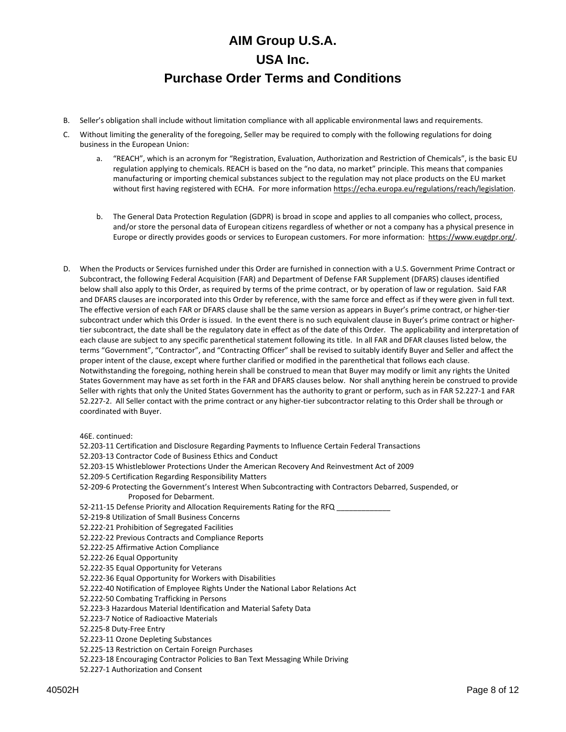# AIM Group U.S.A.
# USA Inc.
# Purchase Order Terms and Conditions

B. Seller's obligation shall include without limitation compliance with all applicable environmental laws and requirements.

C. Without limiting the generality of the foregoing, Seller may be required to comply with the following regulations for doing business in the European Union:

   a. "REACH", which is an acronym for "Registration, Evaluation, Authorization and Restriction of Chemicals", is the basic EU regulation applying to chemicals. REACH is based on the "no data, no market" principle. This means that companies manufacturing or importing chemical substances subject to the regulation may not place products on the EU market without first having registered with ECHA. For more information https://echa.europa.eu/regulations/reach/legislation.

   b. The General Data Protection Regulation (GDPR) is broad in scope and applies to all companies who collect, process, and/or store the personal data of European citizens regardless of whether or not a company has a physical presence in Europe or directly provides goods or services to European customers. For more information: https://www.eugdpr.org/.

D. When the Products or Services furnished under this Order are furnished in connection with a U.S. Government Prime Contract or Subcontract, the following Federal Acquisition (FAR) and Department of Defense FAR Supplement (DFARS) clauses identified below shall also apply to this Order, as required by terms of the prime contract, or by operation of law or regulation. Said FAR and DFARS clauses are incorporated into this Order by reference, with the same force and effect as if they were given in full text. The effective version of each FAR or DFARS clause shall be the same version as appears in Buyer's prime contract, or higher-tier subcontract under which this Order is issued. In the event there is no such equivalent clause in Buyer's prime contract or higher-tier subcontract, the date shall be the regulatory date in effect as of the date of this Order. The applicability and interpretation of each clause are subject to any specific parenthetical statement following its title. In all FAR and DFAR clauses listed below, the terms "Government", "Contractor", and "Contracting Officer" shall be revised to suitably identify Buyer and Seller and affect the proper intent of the clause, except where further clarified or modified in the parenthetical that follows each clause. Notwithstanding the foregoing, nothing herein shall be construed to mean that Buyer may modify or limit any rights the United States Government may have as set forth in the FAR and DFARS clauses below. Nor shall anything herein be construed to provide Seller with rights that only the United States Government has the authority to grant or perform, such as in FAR 52.227-1 and FAR 52.227-2. All Seller contact with the prime contract or any higher-tier subcontractor relating to this Order shall be through or coordinated with Buyer.

46E. continued:
52.203-11 Certification and Disclosure Regarding Payments to Influence Certain Federal Transactions
52.203-13 Contractor Code of Business Ethics and Conduct
52.203-15 Whistleblower Protections Under the American Recovery And Reinvestment Act of 2009
52.209-5 Certification Regarding Responsibility Matters
52-209-6 Protecting the Government's Interest When Subcontracting with Contractors Debarred, Suspended, or Proposed for Debarment.
52-211-15 Defense Priority and Allocation Requirements Rating for the RFQ _____________
52-219-8 Utilization of Small Business Concerns
52.222-21 Prohibition of Segregated Facilities
52.222-22 Previous Contracts and Compliance Reports
52.222-25 Affirmative Action Compliance
52.222-26 Equal Opportunity
52.222-35 Equal Opportunity for Veterans
52.222-36 Equal Opportunity for Workers with Disabilities
52.222-40 Notification of Employee Rights Under the National Labor Relations Act
52.222-50 Combating Trafficking in Persons
52.223-3 Hazardous Material Identification and Material Safety Data
52.223-7 Notice of Radioactive Materials
52.225-8 Duty-Free Entry
52.223-11 Ozone Depleting Substances
52.225-13 Restriction on Certain Foreign Purchases
52.223-18 Encouraging Contractor Policies to Ban Text Messaging While Driving
52.227-1 Authorization and Consent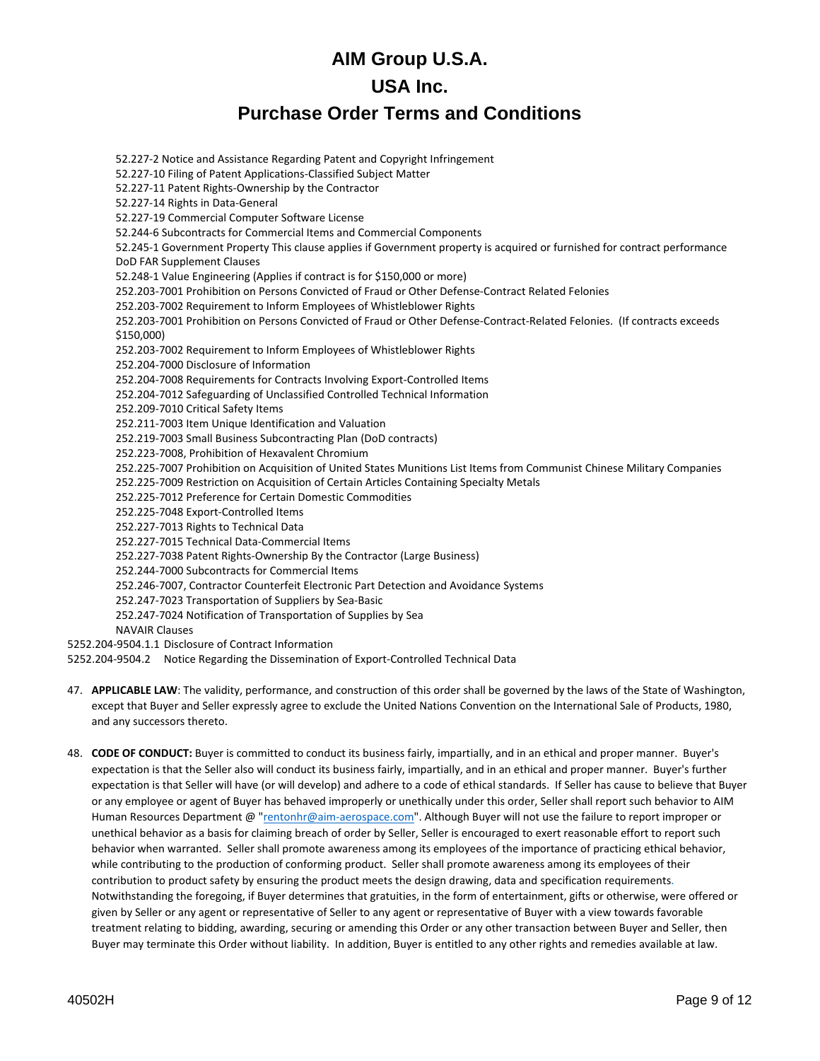52.227-2 Notice and Assistance Regarding Patent and Copyright Infringement
52.227-10 Filing of Patent Applications-Classified Subject Matter
52.227-11 Patent Rights-Ownership by the Contractor
52.227-14 Rights in Data-General
52.227-19 Commercial Computer Software License
52.244-6 Subcontracts for Commercial Items and Commercial Components
52.245-1 Government Property This clause applies if Government property is acquired or furnished for contract performance
DoD FAR Supplement Clauses
52.248-1 Value Engineering (Applies if contract is for $150,000 or more)
252.203-7001 Prohibition on Persons Convicted of Fraud or Other Defense-Contract Related Felonies
252.203-7002 Requirement to Inform Employees of Whistleblower Rights
252.203-7001 Prohibition on Persons Convicted of Fraud or Other Defense-Contract-Related Felonies. (If contracts exceeds $150,000)
252.203-7002 Requirement to Inform Employees of Whistleblower Rights
252.204-7000 Disclosure of Information
252.204-7008 Requirements for Contracts Involving Export-Controlled Items
252.204-7012 Safeguarding of Unclassified Controlled Technical Information
252.209-7010 Critical Safety Items
252.211-7003 Item Unique Identification and Valuation
252.219-7003 Small Business Subcontracting Plan (DoD contracts)
252.223-7008, Prohibition of Hexavalent Chromium
252.225-7007 Prohibition on Acquisition of United States Munitions List Items from Communist Chinese Military Companies
252.225-7009 Restriction on Acquisition of Certain Articles Containing Specialty Metals
252.225-7012 Preference for Certain Domestic Commodities
252.225-7048 Export-Controlled Items
252.227-7013 Rights to Technical Data
252.227-7015 Technical Data-Commercial Items
252.227-7038 Patent Rights-Ownership By the Contractor (Large Business)
252.244-7000 Subcontracts for Commercial Items
252.246-7007, Contractor Counterfeit Electronic Part Detection and Avoidance Systems
252.247-7023 Transportation of Suppliers by Sea-Basic
252.247-7024 Notification of Transportation of Supplies by Sea
NAVAIR Clauses
5252.204-9504.1.1 Disclosure of Contract Information
5252.204-9504.2 Notice Regarding the Dissemination of Export-Controlled Technical Data

47. **APPLICABLE LAW**: The validity, performance, and construction of this order shall be governed by the laws of the State of Washington, except that Buyer and Seller expressly agree to exclude the United Nations Convention on the International Sale of Products, 1980, and any successors thereto.

48. **CODE OF CONDUCT:** Buyer is committed to conduct its business fairly, impartially, and in an ethical and proper manner. Buyer's expectation is that the Seller also will conduct its business fairly, impartially, and in an ethical and proper manner. Buyer's further expectation is that Seller will have (or will develop) and adhere to a code of ethical standards. If Seller has cause to believe that Buyer or any employee or agent of Buyer has behaved improperly or unethically under this order, Seller shall report such behavior to AIM Human Resources Department @ "rentonhr@aim-aerospace.com". Although Buyer will not use the failure to report improper or unethical behavior as a basis for claiming breach of order by Seller, Seller is encouraged to exert reasonable effort to report such behavior when warranted. Seller shall promote awareness among its employees of the importance of practicing ethical behavior, while contributing to the production of conforming product. Seller shall promote awareness among its employees of their contribution to product safety by ensuring the product meets the design drawing, data and specification requirements. Notwithstanding the foregoing, if Buyer determines that gratuities, in the form of entertainment, gifts or otherwise, were offered or given by Seller or any agent or representative of Seller to any agent or representative of Buyer with a view towards favorable treatment relating to bidding, awarding, securing or amending this Order or any other transaction between Buyer and Seller, then Buyer may terminate this Order without liability. In addition, Buyer is entitled to any other rights and remedies available at law.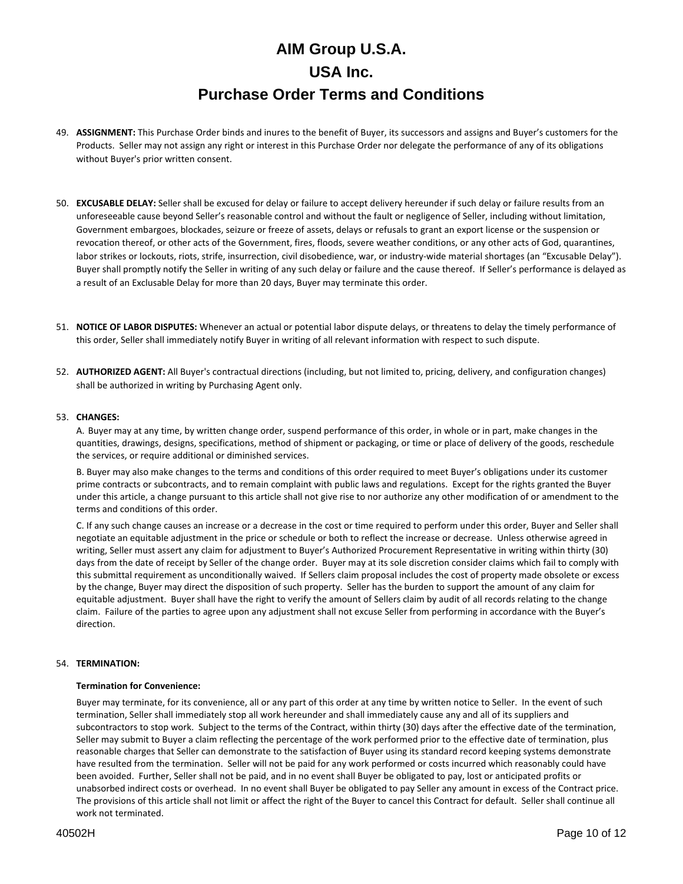# AIM Group U.S.A.

# USA Inc.

# Purchase Order Terms and Conditions

49. **ASSIGNMENT:** This Purchase Order binds and inures to the benefit of Buyer, its successors and assigns and Buyer's customers for the Products. Seller may not assign any right or interest in this Purchase Order nor delegate the performance of any of its obligations without Buyer's prior written consent.

50. **EXCUSABLE DELAY:** Seller shall be excused for delay or failure to accept delivery hereunder if such delay or failure results from an unforeseeable cause beyond Seller's reasonable control and without the fault or negligence of Seller, including without limitation, Government embargoes, blockades, seizure or freeze of assets, delays or refusals to grant an export license or the suspension or revocation thereof, or other acts of the Government, fires, floods, severe weather conditions, or any other acts of God, quarantines, labor strikes or lockouts, riots, strife, insurrection, civil disobedience, war, or industry-wide material shortages (an "Excusable Delay"). Buyer shall promptly notify the Seller in writing of any such delay or failure and the cause thereof. If Seller's performance is delayed as a result of an Exclusable Delay for more than 20 days, Buyer may terminate this order.

51. **NOTICE OF LABOR DISPUTES:** Whenever an actual or potential labor dispute delays, or threatens to delay the timely performance of this order, Seller shall immediately notify Buyer in writing of all relevant information with respect to such dispute.

52. **AUTHORIZED AGENT:** All Buyer's contractual directions (including, but not limited to, pricing, delivery, and configuration changes) shall be authorized in writing by Purchasing Agent only.

53. **CHANGES:**

    A. Buyer may at any time, by written change order, suspend performance of this order, in whole or in part, make changes in the quantities, drawings, designs, specifications, method of shipment or packaging, or time or place of delivery of the goods, reschedule the services, or require additional or diminished services.

    B. Buyer may also make changes to the terms and conditions of this order required to meet Buyer's obligations under its customer prime contracts or subcontracts, and to remain complaint with public laws and regulations. Except for the rights granted the Buyer under this article, a change pursuant to this article shall not give rise to nor authorize any other modification of or amendment to the terms and conditions of this order.

    C. If any such change causes an increase or a decrease in the cost or time required to perform under this order, Buyer and Seller shall negotiate an equitable adjustment in the price or schedule or both to reflect the increase or decrease. Unless otherwise agreed in writing, Seller must assert any claim for adjustment to Buyer's Authorized Procurement Representative in writing within thirty (30) days from the date of receipt by Seller of the change order. Buyer may at its sole discretion consider claims which fail to comply with this submittal requirement as unconditionally waived. If Sellers claim proposal includes the cost of property made obsolete or excess by the change, Buyer may direct the disposition of such property. Seller has the burden to support the amount of any claim for equitable adjustment. Buyer shall have the right to verify the amount of Sellers claim by audit of all records relating to the change claim. Failure of the parties to agree upon any adjustment shall not excuse Seller from performing in accordance with the Buyer's direction.

54. **TERMINATION:**

    **Termination for Convenience:**

    Buyer may terminate, for its convenience, all or any part of this order at any time by written notice to Seller. In the event of such termination, Seller shall immediately stop all work hereunder and shall immediately cause any and all of its suppliers and subcontractors to stop work. Subject to the terms of the Contract, within thirty (30) days after the effective date of the termination, Seller may submit to Buyer a claim reflecting the percentage of the work performed prior to the effective date of termination, plus reasonable charges that Seller can demonstrate to the satisfaction of Buyer using its standard record keeping systems demonstrate have resulted from the termination. Seller will not be paid for any work performed or costs incurred which reasonably could have been avoided. Further, Seller shall not be paid, and in no event shall Buyer be obligated to pay, lost or anticipated profits or unabsorbed indirect costs or overhead. In no event shall Buyer be obligated to pay Seller any amount in excess of the Contract price. The provisions of this article shall not limit or affect the right of the Buyer to cancel this Contract for default. Seller shall continue all work not terminated.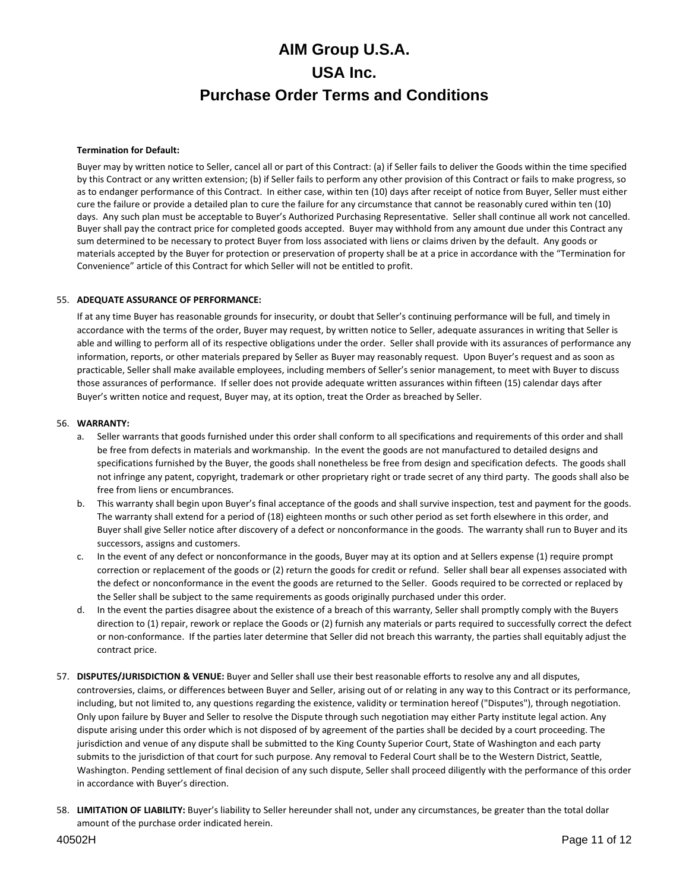**Termination for Default:**

Buyer may by written notice to Seller, cancel all or part of this Contract: (a) if Seller fails to deliver the Goods within the time specified by this Contract or any written extension; (b) if Seller fails to perform any other provision of this Contract or fails to make progress, so as to endanger performance of this Contract. In either case, within ten (10) days after receipt of notice from Buyer, Seller must either cure the failure or provide a detailed plan to cure the failure for any circumstance that cannot be reasonably cured within ten (10) days. Any such plan must be acceptable to Buyer's Authorized Purchasing Representative. Seller shall continue all work not cancelled. Buyer shall pay the contract price for completed goods accepted. Buyer may withhold from any amount due under this Contract any sum determined to be necessary to protect Buyer from loss associated with liens or claims driven by the default. Any goods or materials accepted by the Buyer for protection or preservation of property shall be at a price in accordance with the "Termination for Convenience" article of this Contract for which Seller will not be entitled to profit.

55. **ADEQUATE ASSURANCE OF PERFORMANCE:**

    If at any time Buyer has reasonable grounds for insecurity, or doubt that Seller's continuing performance will be full, and timely in accordance with the terms of the order, Buyer may request, by written notice to Seller, adequate assurances in writing that Seller is able and willing to perform all of its respective obligations under the order. Seller shall provide with its assurances of performance any information, reports, or other materials prepared by Seller as Buyer may reasonably request. Upon Buyer's request and as soon as practicable, Seller shall make available employees, including members of Seller's senior management, to meet with Buyer to discuss those assurances of performance. If seller does not provide adequate written assurances within fifteen (15) calendar days after Buyer's written notice and request, Buyer may, at its option, treat the Order as breached by Seller.

56. **WARRANTY:**

    a. Seller warrants that goods furnished under this order shall conform to all specifications and requirements of this order and shall be free from defects in materials and workmanship. In the event the goods are not manufactured to detailed designs and specifications furnished by the Buyer, the goods shall nonetheless be free from design and specification defects. The goods shall not infringe any patent, copyright, trademark or other proprietary right or trade secret of any third party. The goods shall also be free from liens or encumbrances.
    b. This warranty shall begin upon Buyer's final acceptance of the goods and shall survive inspection, test and payment for the goods. The warranty shall extend for a period of (18) eighteen months or such other period as set forth elsewhere in this order, and Buyer shall give Seller notice after discovery of a defect or nonconformance in the goods. The warranty shall run to Buyer and its successors, assigns and customers.
    c. In the event of any defect or nonconformance in the goods, Buyer may at its option and at Sellers expense (1) require prompt correction or replacement of the goods or (2) return the goods for credit or refund. Seller shall bear all expenses associated with the defect or nonconformance in the event the goods are returned to the Seller. Goods required to be corrected or replaced by the Seller shall be subject to the same requirements as goods originally purchased under this order.
    d. In the event the parties disagree about the existence of a breach of this warranty, Seller shall promptly comply with the Buyers direction to (1) repair, rework or replace the Goods or (2) furnish any materials or parts required to successfully correct the defect or non-conformance. If the parties later determine that Seller did not breach this warranty, the parties shall equitably adjust the contract price.

57. **DISPUTES/JURISDICTION & VENUE:** Buyer and Seller shall use their best reasonable efforts to resolve any and all disputes, controversies, claims, or differences between Buyer and Seller, arising out of or relating in any way to this Contract or its performance, including, but not limited to, any questions regarding the existence, validity or termination hereof ("Disputes"), through negotiation. Only upon failure by Buyer and Seller to resolve the Dispute through such negotiation may either Party institute legal action. Any dispute arising under this order which is not disposed of by agreement of the parties shall be decided by a court proceeding. The jurisdiction and venue of any dispute shall be submitted to the King County Superior Court, State of Washington and each party submits to the jurisdiction of that court for such purpose. Any removal to Federal Court shall be to the Western District, Seattle, Washington. Pending settlement of final decision of any such dispute, Seller shall proceed diligently with the performance of this order in accordance with Buyer's direction.

58. **LIMITATION OF LIABILITY:** Buyer's liability to Seller hereunder shall not, under any circumstances, be greater than the total dollar amount of the purchase order indicated herein.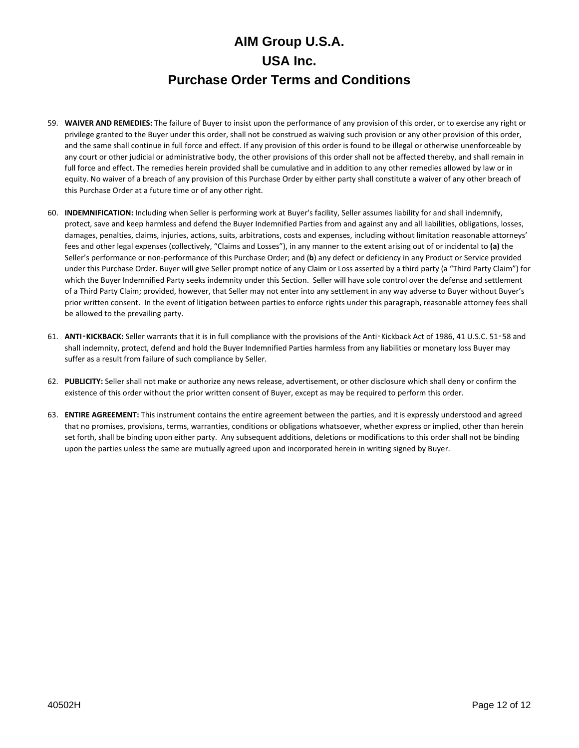# AIM Group U.S.A.

# USA Inc.

# Purchase Order Terms and Conditions

59. **WAIVER AND REMEDIES:** The failure of Buyer to insist upon the performance of any provision of this order, or to exercise any right or privilege granted to the Buyer under this order, shall not be construed as waiving such provision or any other provision of this order, and the same shall continue in full force and effect. If any provision of this order is found to be illegal or otherwise unenforceable by any court or other judicial or administrative body, the other provisions of this order shall not be affected thereby, and shall remain in full force and effect. The remedies herein provided shall be cumulative and in addition to any other remedies allowed by law or in equity. No waiver of a breach of any provision of this Purchase Order by either party shall constitute a waiver of any other breach of this Purchase Order at a future time or of any other right.

60. **INDEMNIFICATION:** Including when Seller is performing work at Buyer's facility, Seller assumes liability for and shall indemnify, protect, save and keep harmless and defend the Buyer Indemnified Parties from and against any and all liabilities, obligations, losses, damages, penalties, claims, injuries, actions, suits, arbitrations, costs and expenses, including without limitation reasonable attorneys' fees and other legal expenses (collectively, "Claims and Losses"), in any manner to the extent arising out of or incidental to **(a)** the Seller's performance or non-performance of this Purchase Order; and (**b**) any defect or deficiency in any Product or Service provided under this Purchase Order. Buyer will give Seller prompt notice of any Claim or Loss asserted by a third party (a "Third Party Claim") for which the Buyer Indemnified Party seeks indemnity under this Section. Seller will have sole control over the defense and settlement of a Third Party Claim; provided, however, that Seller may not enter into any settlement in any way adverse to Buyer without Buyer's prior written consent. In the event of litigation between parties to enforce rights under this paragraph, reasonable attorney fees shall be allowed to the prevailing party.

61. **ANTI-KICKBACK:** Seller warrants that it is in full compliance with the provisions of the Anti-Kickback Act of 1986, 41 U.S.C. 51-58 and shall indemnity, protect, defend and hold the Buyer Indemnified Parties harmless from any liabilities or monetary loss Buyer may suffer as a result from failure of such compliance by Seller.

62. **PUBLICITY:** Seller shall not make or authorize any news release, advertisement, or other disclosure which shall deny or confirm the existence of this order without the prior written consent of Buyer, except as may be required to perform this order.

63. **ENTIRE AGREEMENT:** This instrument contains the entire agreement between the parties, and it is expressly understood and agreed that no promises, provisions, terms, warranties, conditions or obligations whatsoever, whether express or implied, other than herein set forth, shall be binding upon either party. Any subsequent additions, deletions or modifications to this order shall not be binding upon the parties unless the same are mutually agreed upon and incorporated herein in writing signed by Buyer.

40502H